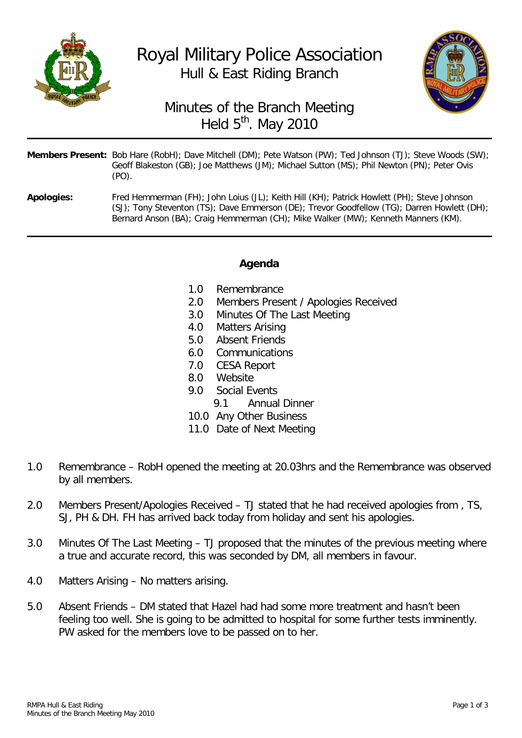# Royal Military Police Association

## Hull & East Riding Branch

## Minutes of the Branch Meeting Held 5th. May 2010

---

**Members Present:** Bob Hare (RobH); Dave Mitchell (DM); Pete Watson (PW); Ted Johnson (TJ); Steve Woods (SW); Geoff Blakeston (GB); Joe Matthews (JM); Michael Sutton (MS); Phil Newton (PN); Peter Ovis (PO).

**Apologies:** Fred Hemmerman (FH); John Loius (JL); Keith Hill (KH); Patrick Howlett (PH); Steve Johnson (SJ); Tony Steventon (TS); Dave Emmerson (DE); Trevor Goodfellow (TG); Darren Howlett (DH); Bernard Anson (BA); Craig Hemmerman (CH); Mike Walker (MW); Kenneth Manners (KM).

---

### Agenda

1.0 Remembrance
2.0 Members Present / Apologies Received
3.0 Minutes Of The Last Meeting
4.0 Matters Arising
5.0 Absent Friends
6.0 Communications
7.0 CESA Report
8.0 Website
9.0 Social Events
  9.1 Annual Dinner
10.0 Any Other Business
11.0 Date of Next Meeting

1.0 Remembrance – RobH opened the meeting at 20.03hrs and the Remembrance was observed by all members.

2.0 Members Present/Apologies Received – TJ stated that he had received apologies from , TS, SJ, PH & DH. FH has arrived back today from holiday and sent his apologies.

3.0 Minutes Of The Last Meeting – TJ proposed that the minutes of the previous meeting where a true and accurate record, this was seconded by DM, all members in favour.

4.0 Matters Arising – No matters arising.

5.0 Absent Friends – DM stated that Hazel had had some more treatment and hasn't been feeling too well. She is going to be admitted to hospital for some further tests imminently. PW asked for the members love to be passed on to her.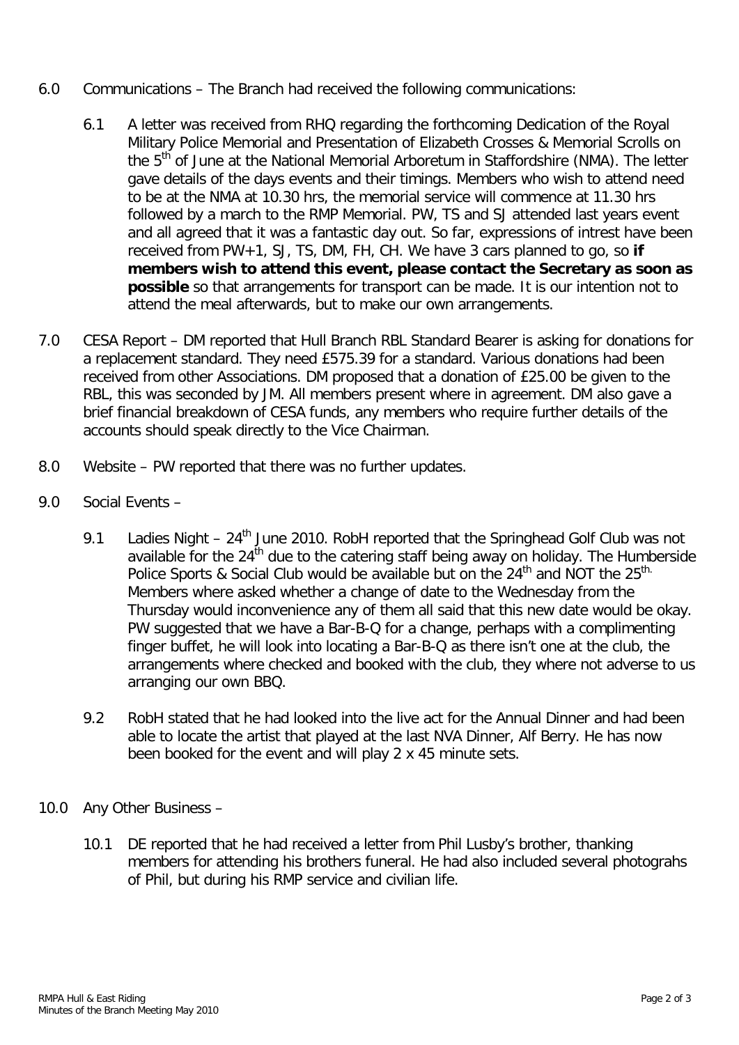6.0 Communications – The Branch had received the following communications:

6.1 A letter was received from RHQ regarding the forthcoming Dedication of the Royal Military Police Memorial and Presentation of Elizabeth Crosses & Memorial Scrolls on the 5th of June at the National Memorial Arboretum in Staffordshire (NMA). The letter gave details of the days events and their timings. Members who wish to attend need to be at the NMA at 10.30 hrs, the memorial service will commence at 11.30 hrs followed by a march to the RMP Memorial. PW, TS and SJ attended last years event and all agreed that it was a fantastic day out. So far, expressions of intrest have been received from PW+1, SJ, TS, DM, FH, CH. We have 3 cars planned to go, so **if members wish to attend this event, please contact the Secretary as soon as possible** so that arrangements for transport can be made. It is our intention not to attend the meal afterwards, but to make our own arrangements.

7.0 CESA Report – DM reported that Hull Branch RBL Standard Bearer is asking for donations for a replacement standard. They need £575.39 for a standard. Various donations had been received from other Associations. DM proposed that a donation of £25.00 be given to the RBL, this was seconded by JM. All members present where in agreement. DM also gave a brief financial breakdown of CESA funds, any members who require further details of the accounts should speak directly to the Vice Chairman.

8.0 Website – PW reported that there was no further updates.

9.0 Social Events –

9.1 Ladies Night – 24th June 2010. RobH reported that the Springhead Golf Club was not available for the 24th due to the catering staff being away on holiday. The Humberside Police Sports & Social Club would be available but on the 24th and NOT the 25th. Members where asked whether a change of date to the Wednesday from the Thursday would inconvenience any of them all said that this new date would be okay. PW suggested that we have a Bar-B-Q for a change, perhaps with a complimenting finger buffet, he will look into locating a Bar-B-Q as there isn't one at the club, the arrangements where checked and booked with the club, they where not adverse to us arranging our own BBQ.

9.2 RobH stated that he had looked into the live act for the Annual Dinner and had been able to locate the artist that played at the last NVA Dinner, Alf Berry. He has now been booked for the event and will play 2 x 45 minute sets.

10.0 Any Other Business –

10.1 DE reported that he had received a letter from Phil Lusby's brother, thanking members for attending his brothers funeral. He had also included several photograhs of Phil, but during his RMP service and civilian life.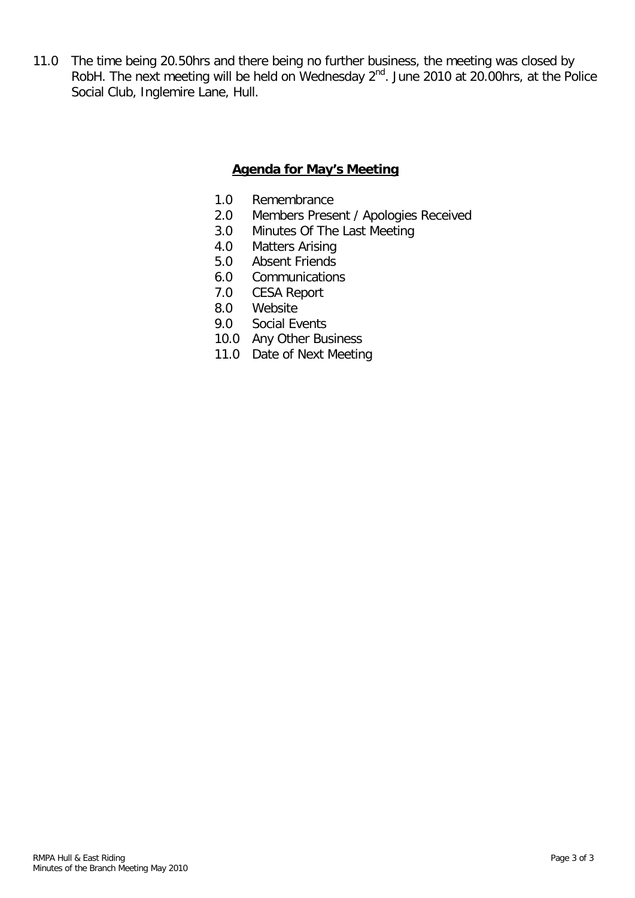11.0 The time being 20.50hrs and there being no further business, the meeting was closed by RobH. The next meeting will be held on Wednesday 2nd. June 2010 at 20.00hrs, at the Police Social Club, Inglemire Lane, Hull.

## **Agenda for May's Meeting**

1.0 Remembrance
2.0 Members Present / Apologies Received
3.0 Minutes Of The Last Meeting
4.0 Matters Arising
5.0 Absent Friends
6.0 Communications
7.0 CESA Report
8.0 Website
9.0 Social Events
10.0 Any Other Business
11.0 Date of Next Meeting